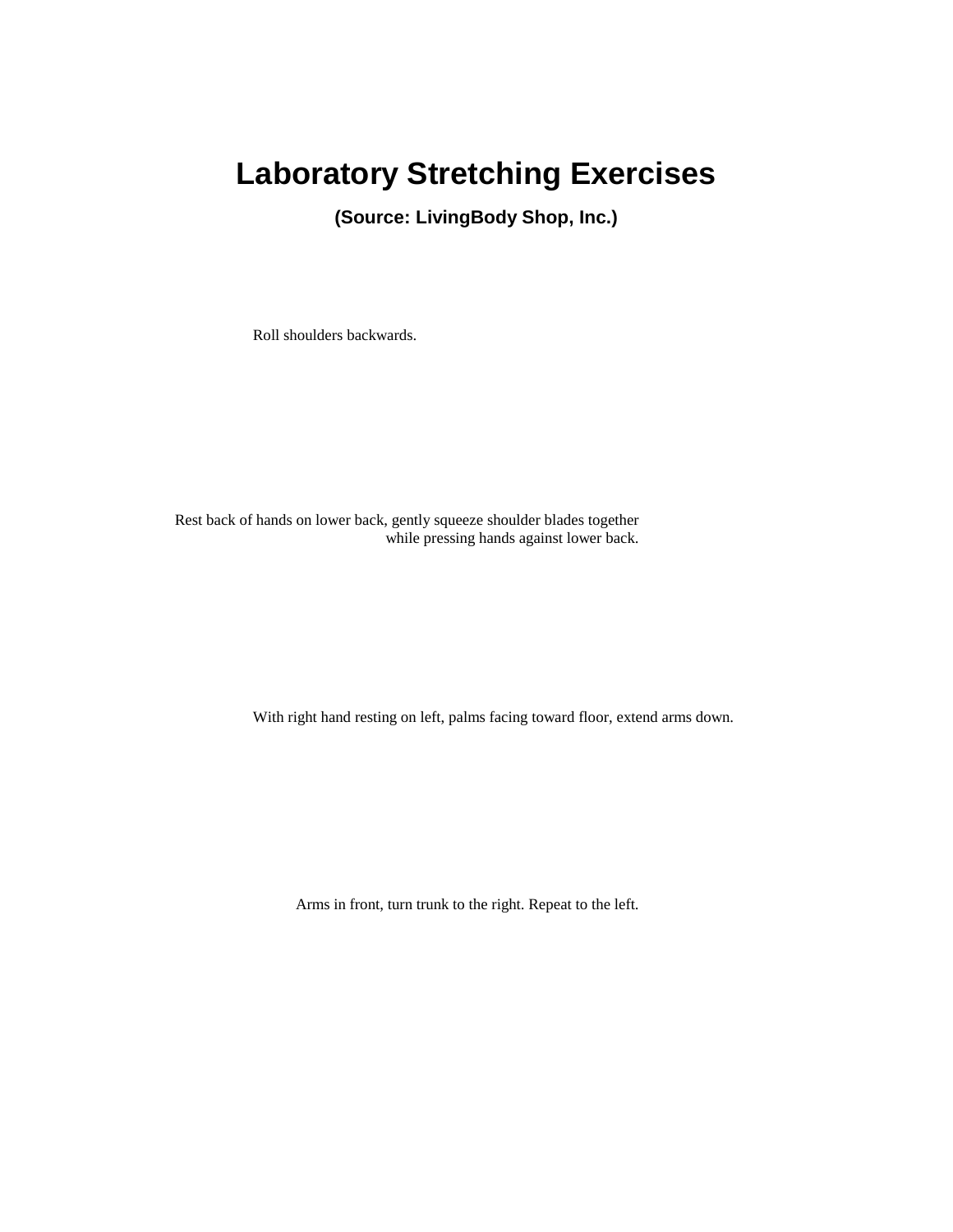# Laboratory Stretching Exercises

**(Source: LivingBody Shop, Inc.)**

Roll shoulders backwards.

Rest back of hands on lower back, gently squeeze shoulder blades together while pressing hands against lower back.

With right hand resting on left, palms facing toward floor, extend arms down.

Arms in front, turn trunk to the right. Repeat to the left.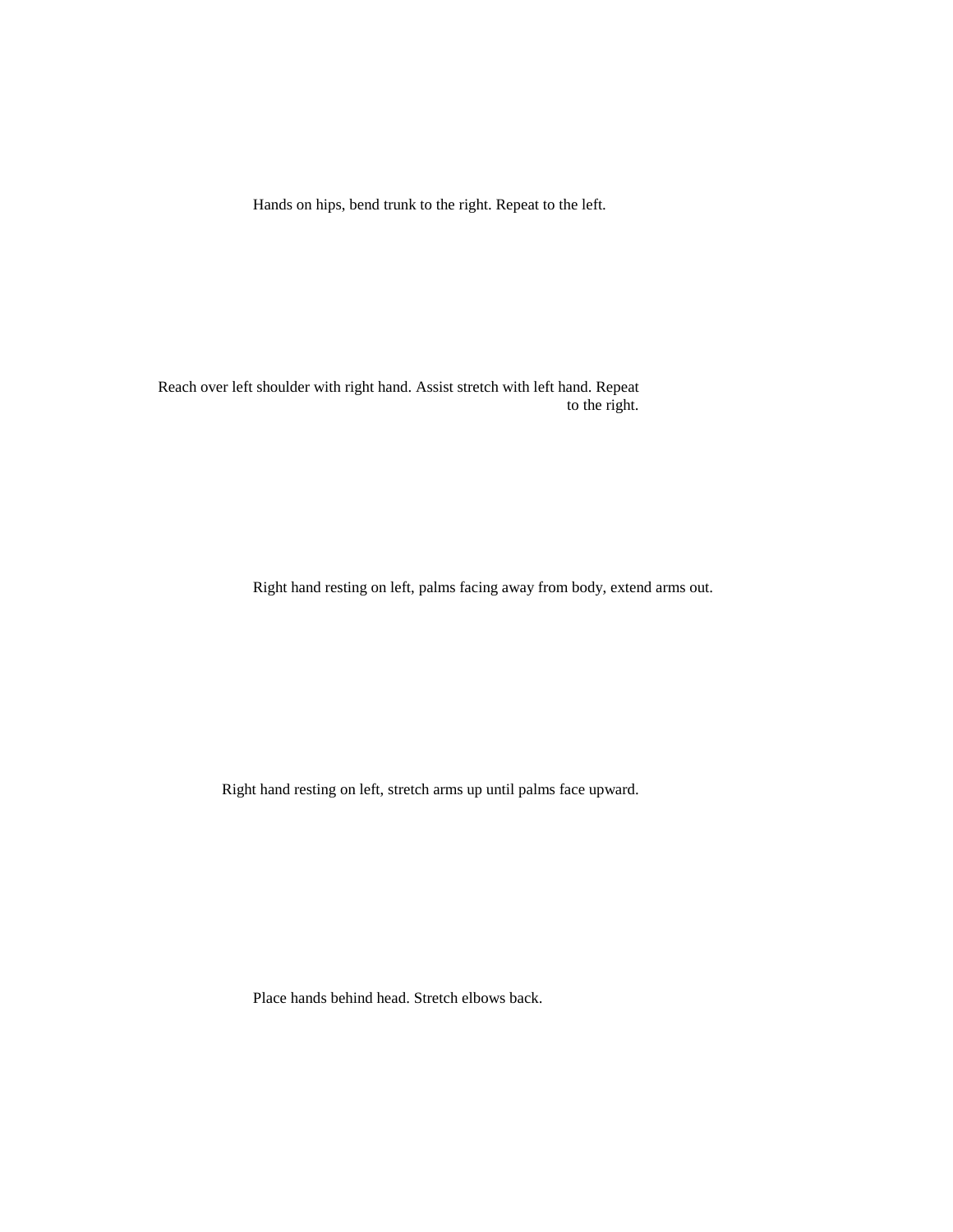Hands on hips, bend trunk to the right. Repeat to the left.

Reach over left shoulder with right hand. Assist stretch with left hand. Repeat to the right.

Right hand resting on left, palms facing away from body, extend arms out.

Right hand resting on left, stretch arms up until palms face upward.

Place hands behind head. Stretch elbows back.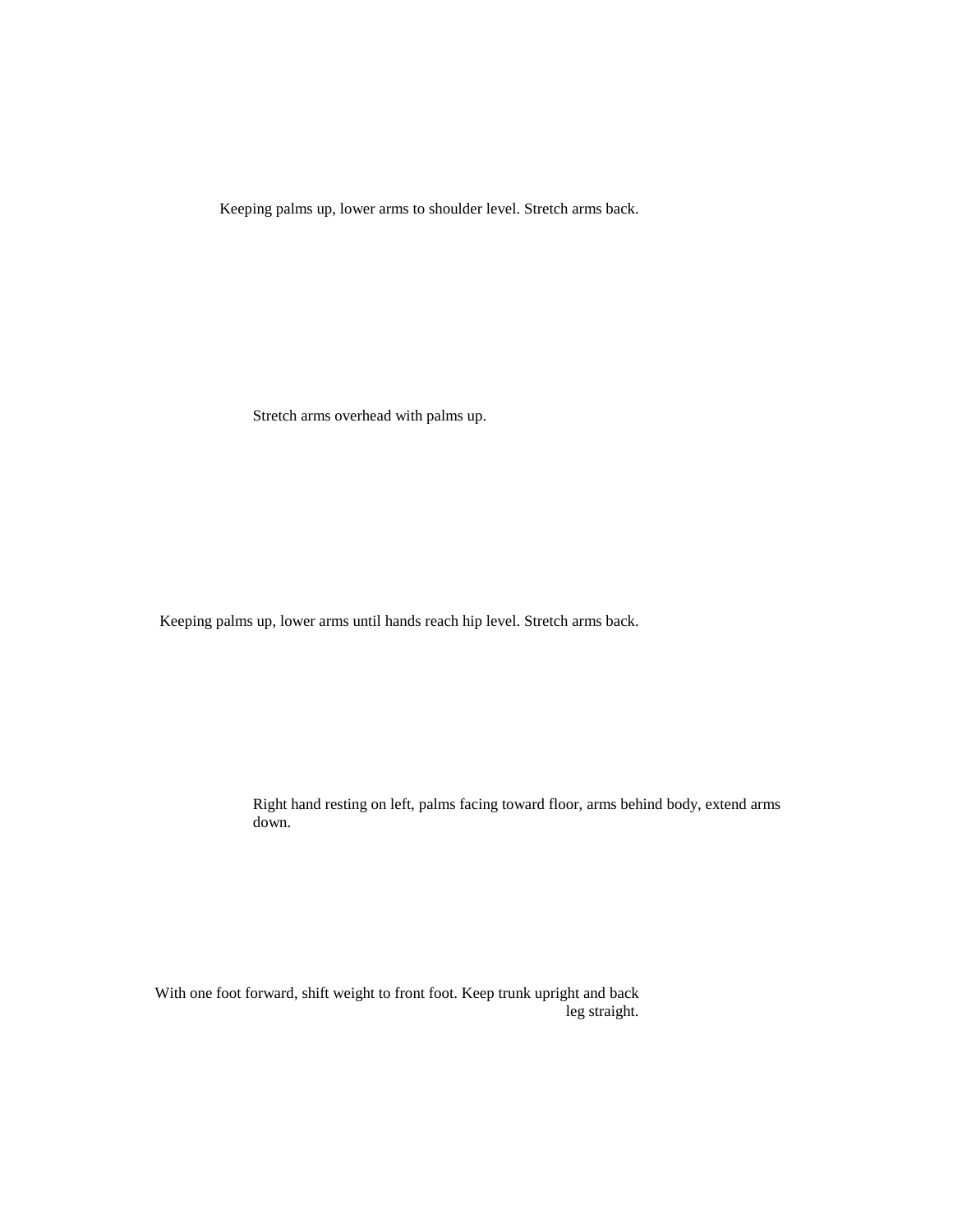Keeping palms up, lower arms to shoulder level. Stretch arms back.

Stretch arms overhead with palms up.

Keeping palms up, lower arms until hands reach hip level. Stretch arms back.

Right hand resting on left, palms facing toward floor, arms behind body, extend arms down.

With one foot forward, shift weight to front foot. Keep trunk upright and back leg straight.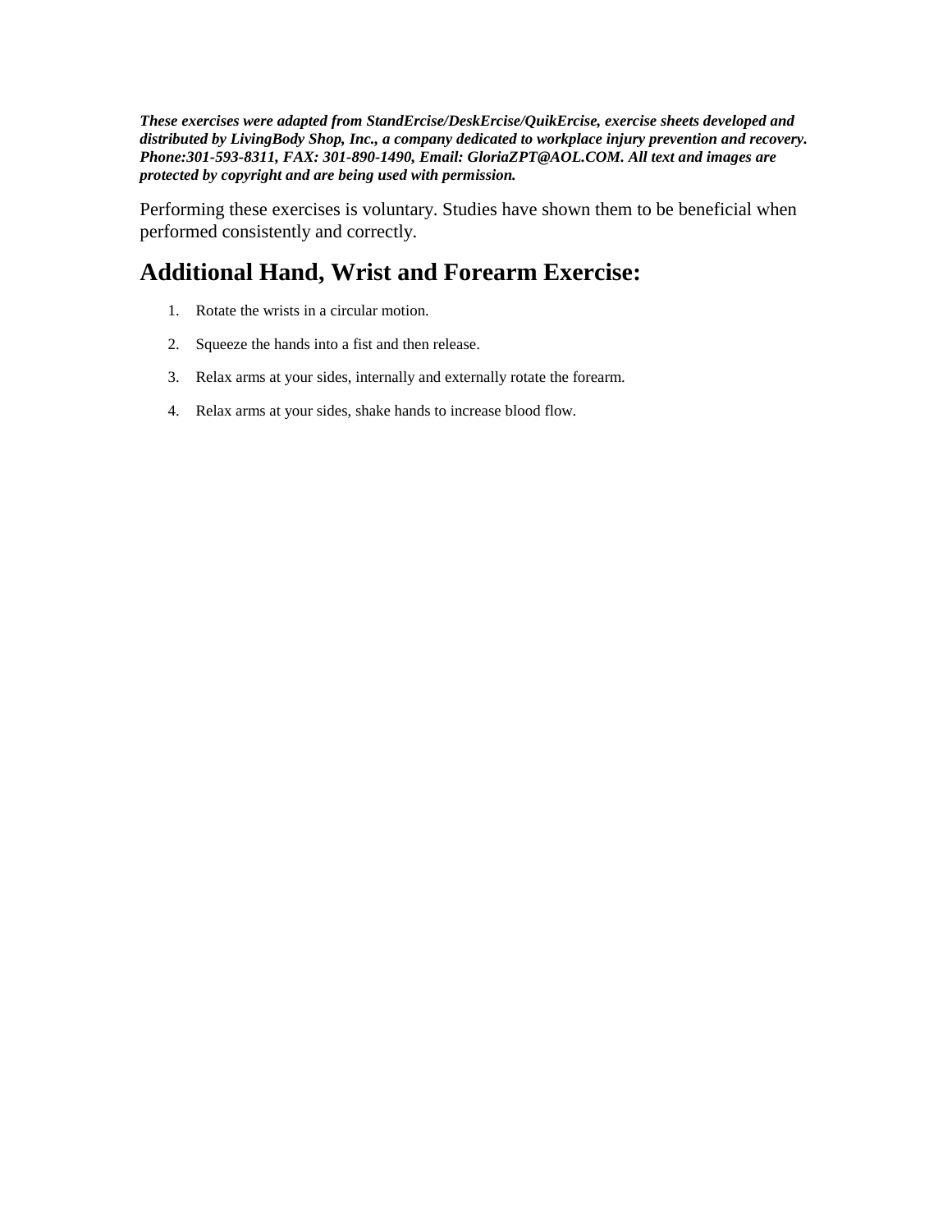***These exercises were adapted from StandErcise/DeskErcise/QuikErcise, exercise sheets developed and distributed by LivingBody Shop, Inc., a company dedicated to workplace injury prevention and recovery. Phone:301-593-8311, FAX: 301-890-1490, Email: GloriaZPT@AOL.COM. All text and images are protected by copyright and are being used with permission.***

Performing these exercises is voluntary. Studies have shown them to be beneficial when performed consistently and correctly.

## Additional Hand, Wrist and Forearm Exercise:

1. Rotate the wrists in a circular motion.
2. Squeeze the hands into a fist and then release.
3. Relax arms at your sides, internally and externally rotate the forearm.
4. Relax arms at your sides, shake hands to increase blood flow.